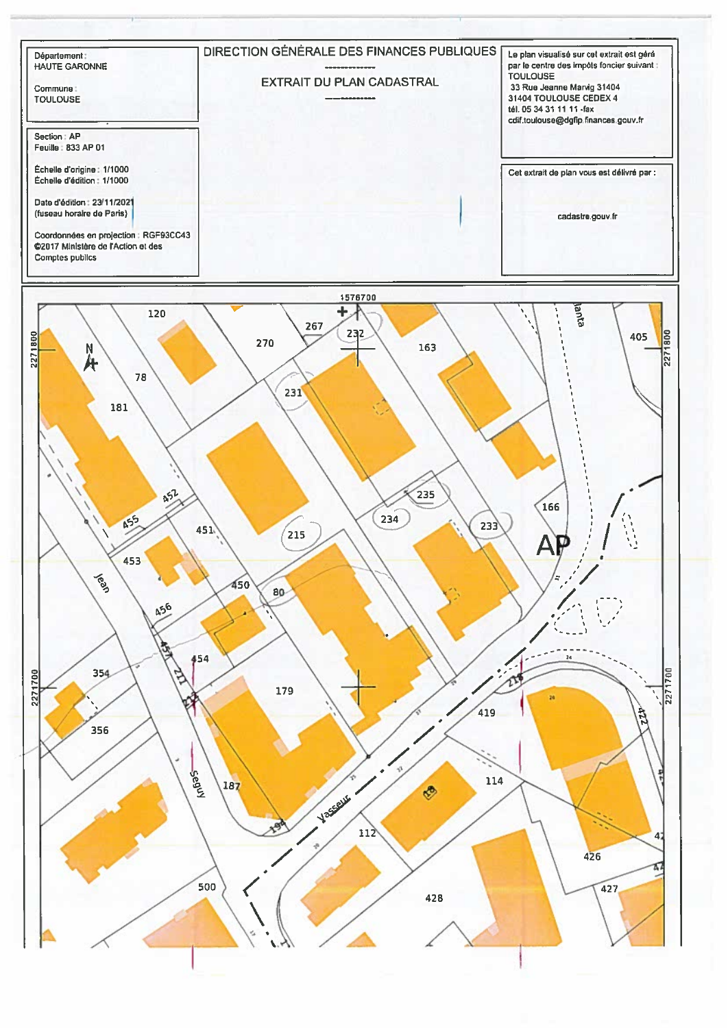Département : HAUTE GARONNE

Commune : TOULOUSE

# DIRECTION GÉNÉRALE DES FINANCES PUBLIQUES

## EXTRAIT DU PLAN CADASTRAL

Le plan visualisé sur cet extrait est géré par le centre des impôts foncier suivant :
TOULOUSE
33 Rue Jeanne Marvig 31404
31404 TOULOUSE CEDEX 4
tél. 05 34 31 11 11 -fax
cdif.toulouse@dgfip.finances.gouv.fr

Section : AP
Feuille : 833 AP 01

Échelle d'origine : 1/1000
Échelle d'édition : 1/1000

Date d'édition : 23/11/2021
(fuseau horaire de Paris)

Coordonnées en projection : RGF93CC43
©2017 Ministère de l'Action et des Comptes publics

Cet extrait de plan vous est délivré par :

cadastre.gouv.fr

1576700

2271800

2271700

N

120, 267, 232, 163, 405, 270, 78, 181, 231, 235, 166, 452, 234, 233, 455, 451, 215, AP, 453, 450, 80, 456, 457, 454, 211, 354, 212, 179, 216, 419, 356, 187, 114, 196, 112, 426, 500, 428, 427, 422

Jean, Seguy, Vasseur, lanta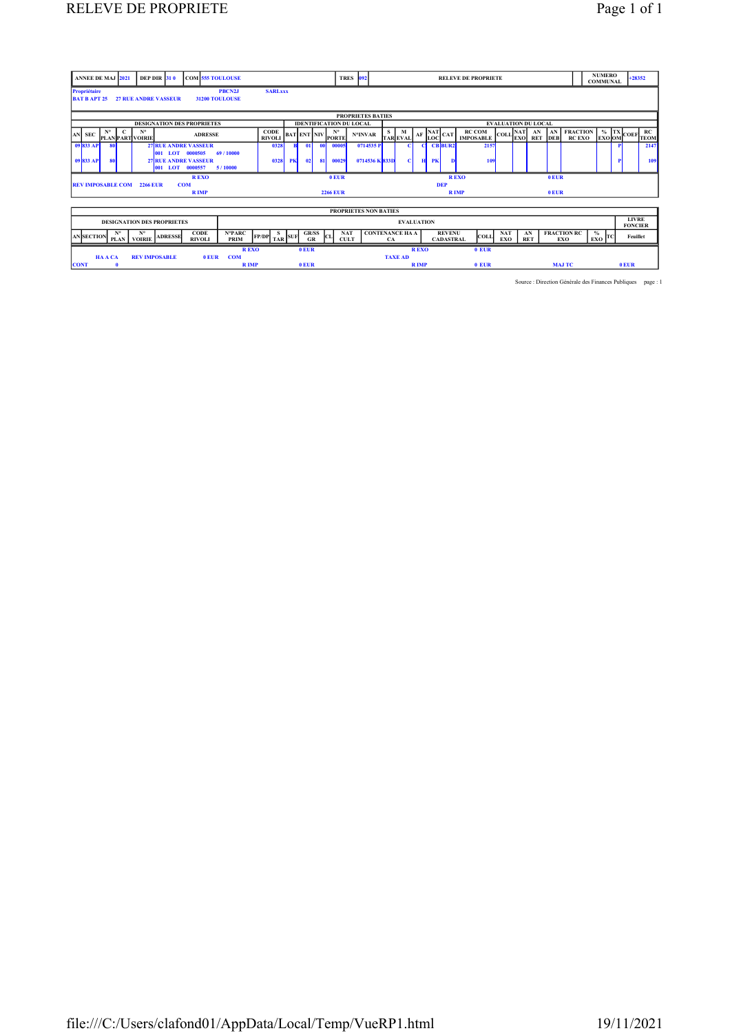| ANNEE DE MAJ | 2021 | DEP DIR | 31 0 | COM | 555 TOULOUSE | TRES | 092 | RELEVE DE PROPRIETE | NUMERO COMMUNAL | +28352 |
|---|---|---|---|---|---|---|---|---|---|---|

Propriétaire PBCN2J SARLxxx
BAT B APT 25 27 RUE ANDRE VASSEUR 31200 TOULOUSE

**PROPRIETES BATIES**

| DESIGNATION DES PROPRIETES | | | | | | IDENTIFICATION DU LOCAL | | | | | | EVALUATION DU LOCAL | | | | | | | | | | | | | | | |
|---|---|---|---|---|---|---|---|---|---|---|---|---|---|---|---|---|---|---|---|---|---|---|---|---|---|---|---|
| AN | SEC | N° PLAN | C PART | N° VOIRIE | ADRESSE | CODE RIVOLI | BAT | ENT | NIV | N° PORTE | N°INVAR | S TAR | M EVAL | AF | NAT LOC | CAT | RC COM IMPOSABLE | COLL | NAT EXO | AN RET | AN DEB | FRACTION RC EXO | % EXO | TX OM | COEF | RC TEOM |
| 09 | 833 AP | 80 | | 27 | RUE ANDRE VASSEUR<br>001 LOT 0000505 69 / 10000 | 0328 | B | 01 | 00 | 00005 | 0714535 P | | C | C | CB | BUR2 | 2157 | | | | | | | P | | 2147 |
| 09 | 833 AP | 80 | | 27 | RUE ANDRE VASSEUR<br>001 LOT 0000557 5 / 10000 | 0328 | PK | 02 | 81 | 00029 | 0714536 K | 833D | C | H | PK | D | 109 | | | | | | | P | | 109 |

R EXO 0 EUR R EXO 0 EUR
REV IMPOSABLE COM 2266 EUR COM DEP
R IMP 2266 EUR R IMP 0 EUR

**PROPRIETES NON BATIES**

| DESIGNATION DES PROPRIETES | | | | | EVALUATION | | | | | | | | | | | | | | LIVRE FONCIER |
|---|---|---|---|---|---|---|---|---|---|---|---|---|---|---|---|---|---|---|---|
| AN | SECTION | N° PLAN | N° VOIRIE | ADRESSE | CODE RIVOLI | N°PARC PRIM | FP/DP | S TAR | SUF | GR/SS GR | CL | NAT CULT | CONTENANCE HA A CA | REVENU CADASTRAL | COLL | NAT EXO | AN RET | FRACTION RC EXO | % EXO | TC | Feuillet |

R EXO 0 EUR R EXO 0 EUR
HA A CA REV IMPOSABLE 0 EUR COM TAXE AD
CONT 0 R IMP 0 EUR R IMP 0 EUR MAJ TC 0 EUR

Source : Direction Générale des Finances Publiques page : 1